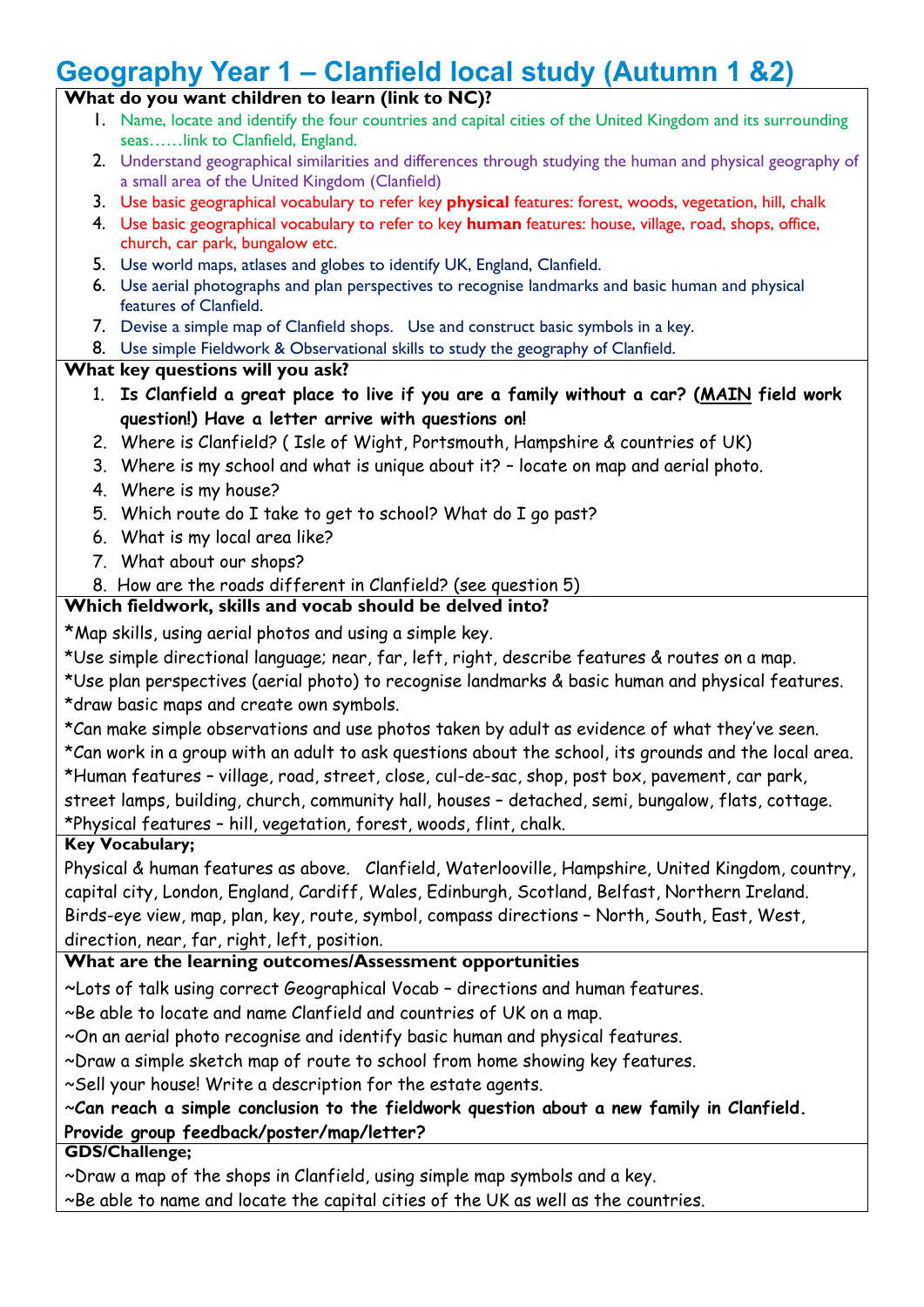# Geography Year 1 – Clanfield local study (Autumn 1 &2)

**What do you want children to learn (link to NC)?**

1. Name, locate and identify the four countries and capital cities of the United Kingdom and its surrounding seas……link to Clanfield, England.
2. Understand geographical similarities and differences through studying the human and physical geography of a small area of the United Kingdom (Clanfield)
3. Use basic geographical vocabulary to refer key **physical** features: forest, woods, vegetation, hill, chalk
4. Use basic geographical vocabulary to refer to key **human** features: house, village, road, shops, office, church, car park, bungalow etc.
5. Use world maps, atlases and globes to identify UK, England, Clanfield.
6. Use aerial photographs and plan perspectives to recognise landmarks and basic human and physical features of Clanfield.
7. Devise a simple map of Clanfield shops. Use and construct basic symbols in a key.
8. Use simple Fieldwork & Observational skills to study the geography of Clanfield.

**What key questions will you ask?**

1. **Is Clanfield a great place to live if you are a family without a car? (<u>MAIN</u> field work question!) Have a letter arrive with questions on!**
2. Where is Clanfield? ( Isle of Wight, Portsmouth, Hampshire & countries of UK)
3. Where is my school and what is unique about it? – locate on map and aerial photo.
4. Where is my house?
5. Which route do I take to get to school? What do I go past?
6. What is my local area like?
7. What about our shops?
8. How are the roads different in Clanfield? (see question 5)

**Which fieldwork, skills and vocab should be delved into?**

*Map skills, using aerial photos and using a simple key.
*Use simple directional language; near, far, left, right, describe features & routes on a map.
*Use plan perspectives (aerial photo) to recognise landmarks & basic human and physical features.
*draw basic maps and create own symbols.
*Can make simple observations and use photos taken by adult as evidence of what they've seen.
*Can work in a group with an adult to ask questions about the school, its grounds and the local area.
*Human features – village, road, street, close, cul-de-sac, shop, post box, pavement, car park, street lamps, building, church, community hall, houses – detached, semi, bungalow, flats, cottage.
*Physical features – hill, vegetation, forest, woods, flint, chalk.

**Key Vocabulary;**

Physical & human features as above. Clanfield, Waterlooville, Hampshire, United Kingdom, country, capital city, London, England, Cardiff, Wales, Edinburgh, Scotland, Belfast, Northern Ireland. Birds-eye view, map, plan, key, route, symbol, compass directions – North, South, East, West, direction, near, far, right, left, position.

**What are the learning outcomes/Assessment opportunities**

~Lots of talk using correct Geographical Vocab – directions and human features.
~Be able to locate and name Clanfield and countries of UK on a map.
~On an aerial photo recognise and identify basic human and physical features.
~Draw a simple sketch map of route to school from home showing key features.
~Sell your house! Write a description for the estate agents.
**~Can reach a simple conclusion to the fieldwork question about a new family in Clanfield. Provide group feedback/poster/map/letter?**

**GDS/Challenge;**

~Draw a map of the shops in Clanfield, using simple map symbols and a key.
~Be able to name and locate the capital cities of the UK as well as the countries.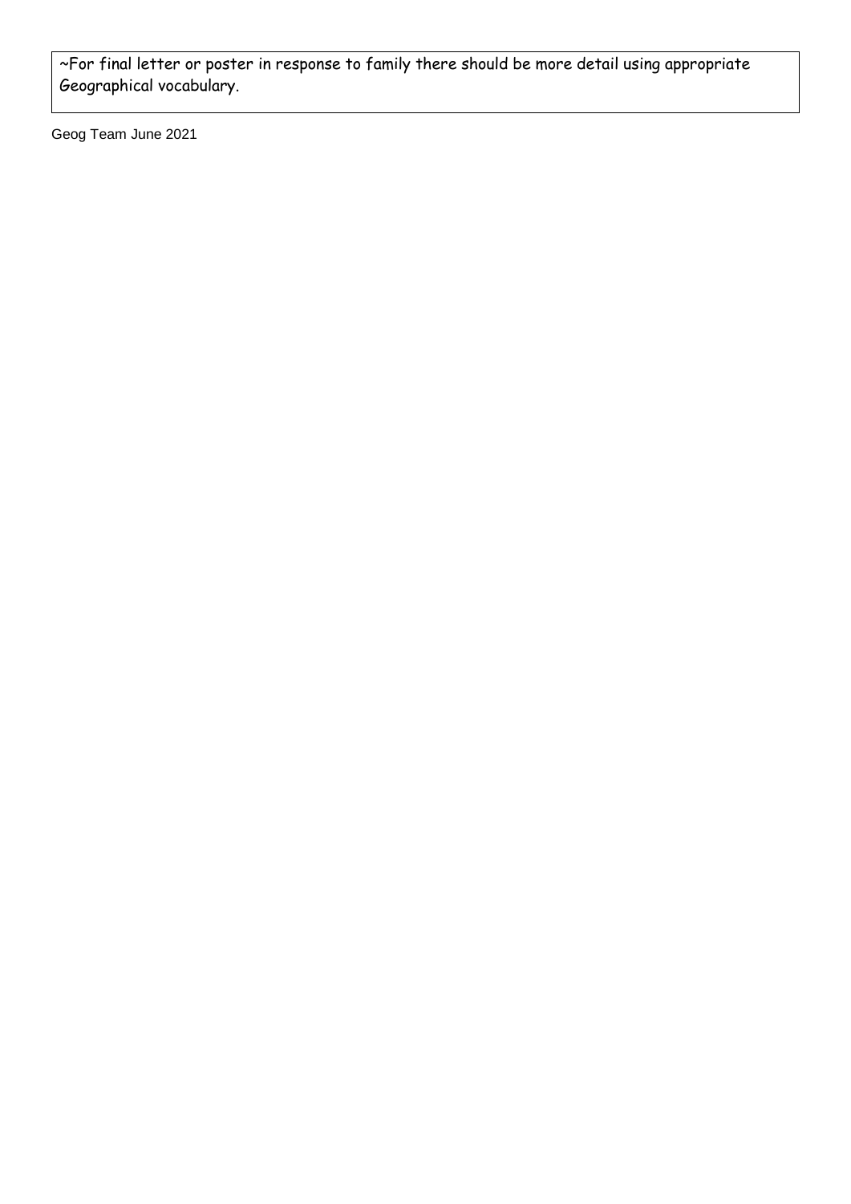~For final letter or poster in response to family there should be more detail using appropriate Geographical vocabulary.

Geog Team June 2021